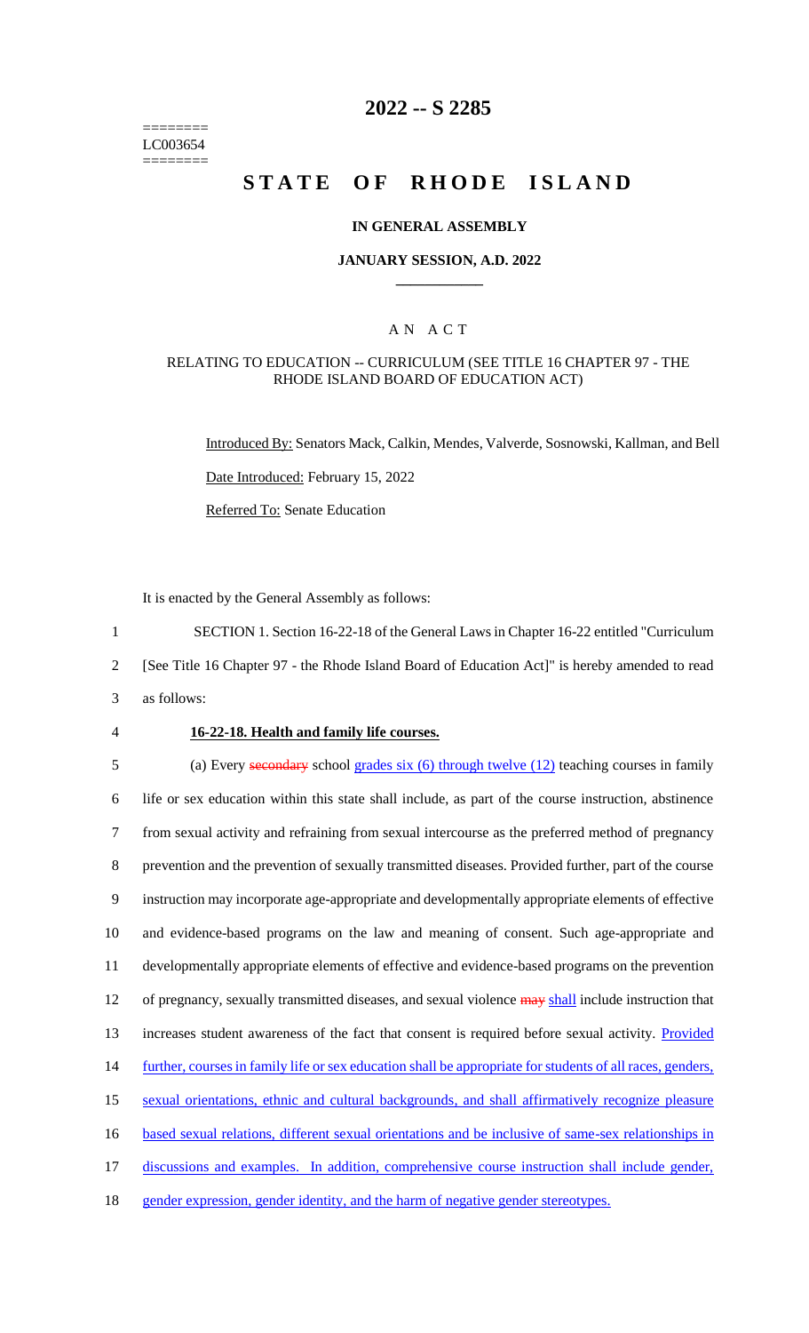========
LC003654
========

# 2022 -- S 2285

# STATE OF RHODE ISLAND

## IN GENERAL ASSEMBLY

### JANUARY SESSION, A.D. 2022

## A N A C T

### RELATING TO EDUCATION -- CURRICULUM (SEE TITLE 16 CHAPTER 97 - THE RHODE ISLAND BOARD OF EDUCATION ACT)

Introduced By: Senators Mack, Calkin, Mendes, Valverde, Sosnowski, Kallman, and Bell

Date Introduced: February 15, 2022

Referred To: Senate Education

It is enacted by the General Assembly as follows:

1 SECTION 1. Section 16-22-18 of the General Laws in Chapter 16-22 entitled "Curriculum
2 [See Title 16 Chapter 97 - the Rhode Island Board of Education Act]" is hereby amended to read
3 as follows:

4 **16-22-18. Health and family life courses.**

5 (a) Every ~~secondary~~ school grades six (6) through twelve (12) teaching courses in family
6 life or sex education within this state shall include, as part of the course instruction, abstinence
7 from sexual activity and refraining from sexual intercourse as the preferred method of pregnancy
8 prevention and the prevention of sexually transmitted diseases. Provided further, part of the course
9 instruction may incorporate age-appropriate and developmentally appropriate elements of effective
10 and evidence-based programs on the law and meaning of consent. Such age-appropriate and
11 developmentally appropriate elements of effective and evidence-based programs on the prevention
12 of pregnancy, sexually transmitted diseases, and sexual violence ~~may~~ shall include instruction that
13 increases student awareness of the fact that consent is required before sexual activity. Provided
14 further, courses in family life or sex education shall be appropriate for students of all races, genders,
15 sexual orientations, ethnic and cultural backgrounds, and shall affirmatively recognize pleasure
16 based sexual relations, different sexual orientations and be inclusive of same-sex relationships in
17 discussions and examples. In addition, comprehensive course instruction shall include gender,
18 gender expression, gender identity, and the harm of negative gender stereotypes.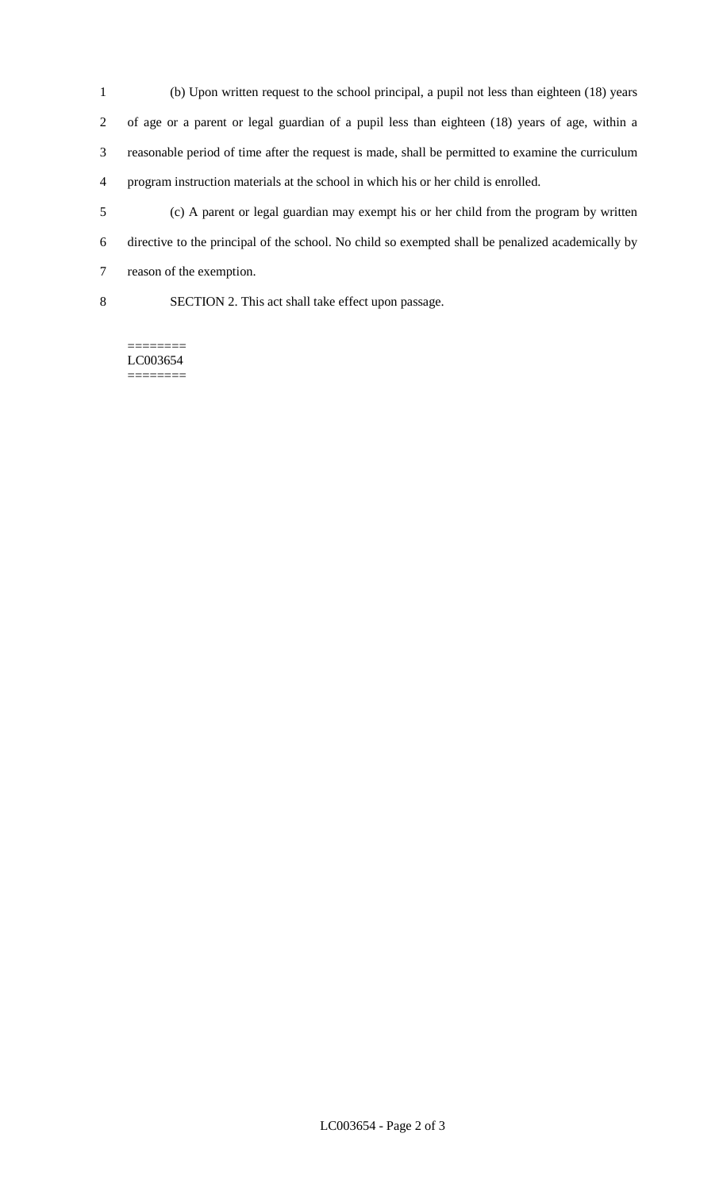(b) Upon written request to the school principal, a pupil not less than eighteen (18) years of age or a parent or legal guardian of a pupil less than eighteen (18) years of age, within a reasonable period of time after the request is made, shall be permitted to examine the curriculum program instruction materials at the school in which his or her child is enrolled.

(c) A parent or legal guardian may exempt his or her child from the program by written directive to the principal of the school. No child so exempted shall be penalized academically by reason of the exemption.

SECTION 2. This act shall take effect upon passage.

========
LC003654
========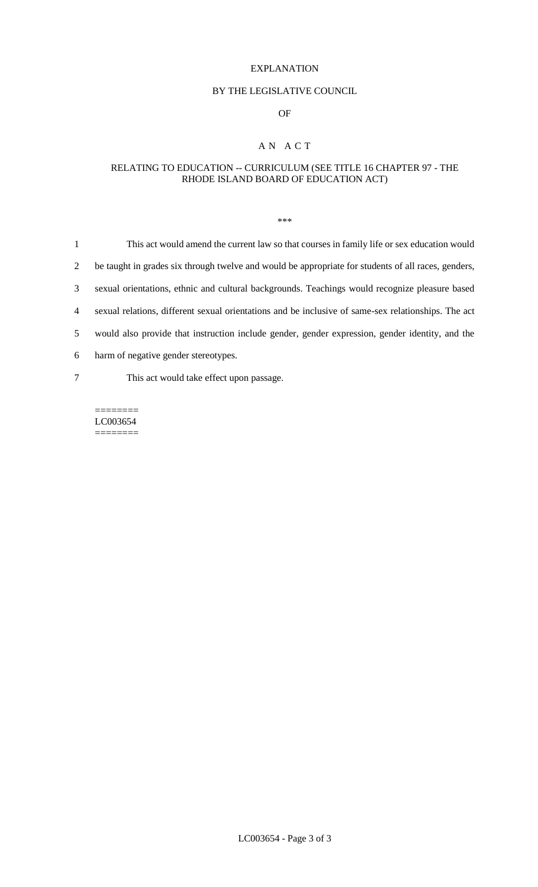EXPLANATION

BY THE LEGISLATIVE COUNCIL

OF

# A N A C T

RELATING TO EDUCATION -- CURRICULUM (SEE TITLE 16 CHAPTER 97 - THE RHODE ISLAND BOARD OF EDUCATION ACT)

\*\*\*

1 This act would amend the current law so that courses in family life or sex education would
2 be taught in grades six through twelve and would be appropriate for students of all races, genders,
3 sexual orientations, ethnic and cultural backgrounds. Teachings would recognize pleasure based
4 sexual relations, different sexual orientations and be inclusive of same-sex relationships. The act
5 would also provide that instruction include gender, gender expression, gender identity, and the
6 harm of negative gender stereotypes.

7 This act would take effect upon passage.

========
LC003654
========